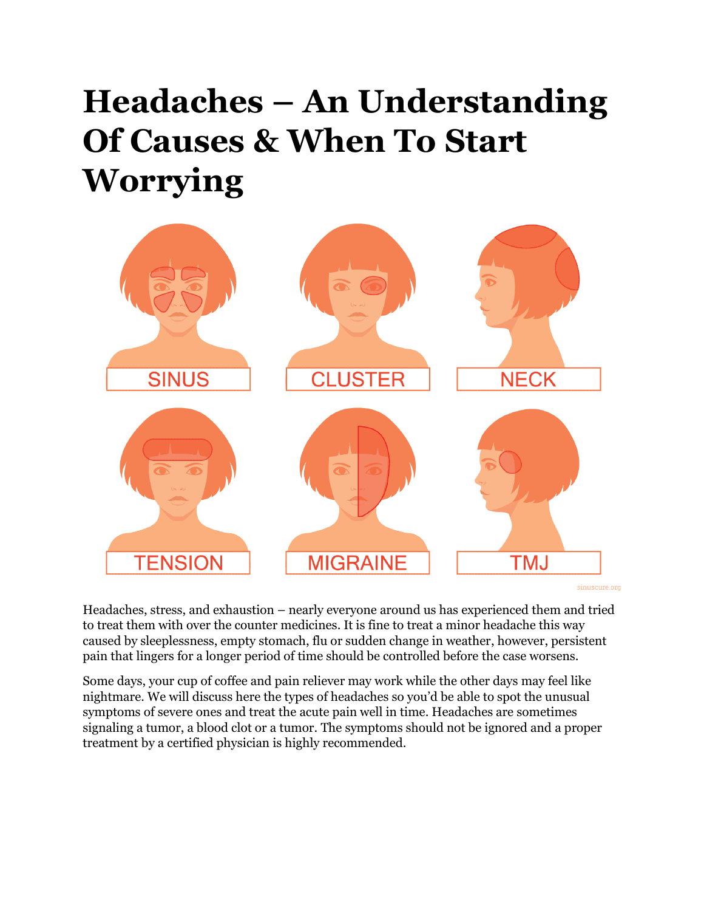# Headaches – An Understanding Of Causes & When To Start Worrying

SINUS

CLUSTER

NECK

TENSION

MIGRAINE

TMJ

sinuscure.org

Headaches, stress, and exhaustion – nearly everyone around us has experienced them and tried to treat them with over the counter medicines. It is fine to treat a minor headache this way caused by sleeplessness, empty stomach, flu or sudden change in weather, however, persistent pain that lingers for a longer period of time should be controlled before the case worsens.

Some days, your cup of coffee and pain reliever may work while the other days may feel like nightmare. We will discuss here the types of headaches so you'd be able to spot the unusual symptoms of severe ones and treat the acute pain well in time. Headaches are sometimes signaling a tumor, a blood clot or a tumor. The symptoms should not be ignored and a proper treatment by a certified physician is highly recommended.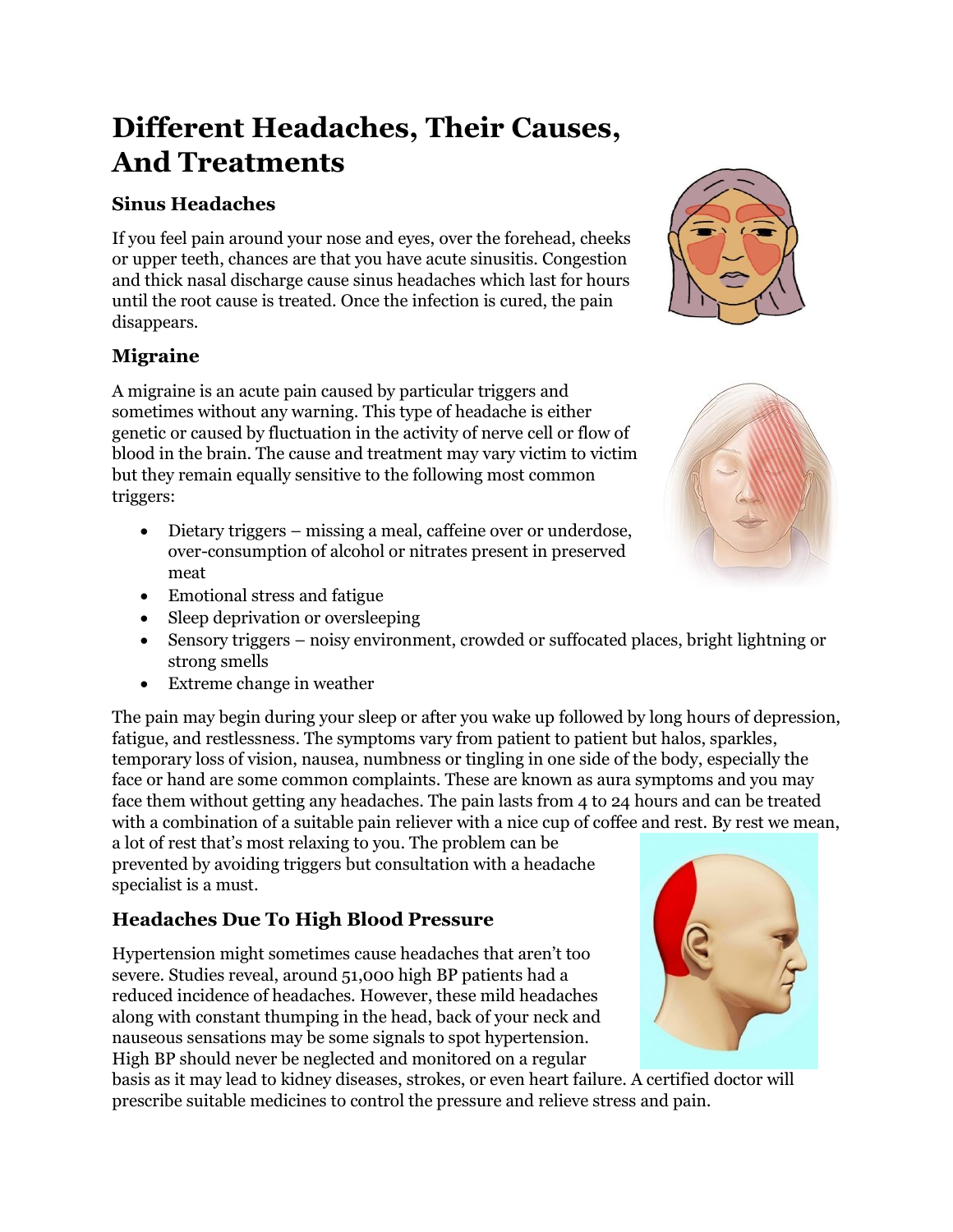# Different Headaches, Their Causes, And Treatments

### Sinus Headaches

If you feel pain around your nose and eyes, over the forehead, cheeks or upper teeth, chances are that you have acute sinusitis. Congestion and thick nasal discharge cause sinus headaches which last for hours until the root cause is treated. Once the infection is cured, the pain disappears.

### Migraine

A migraine is an acute pain caused by particular triggers and sometimes without any warning. This type of headache is either genetic or caused by fluctuation in the activity of nerve cell or flow of blood in the brain. The cause and treatment may vary victim to victim but they remain equally sensitive to the following most common triggers:

- Dietary triggers – missing a meal, caffeine over or underdose, over-consumption of alcohol or nitrates present in preserved meat
- Emotional stress and fatigue
- Sleep deprivation or oversleeping
- Sensory triggers – noisy environment, crowded or suffocated places, bright lightning or strong smells
- Extreme change in weather

The pain may begin during your sleep or after you wake up followed by long hours of depression, fatigue, and restlessness. The symptoms vary from patient to patient but halos, sparkles, temporary loss of vision, nausea, numbness or tingling in one side of the body, especially the face or hand are some common complaints. These are known as aura symptoms and you may face them without getting any headaches. The pain lasts from 4 to 24 hours and can be treated with a combination of a suitable pain reliever with a nice cup of coffee and rest. By rest we mean, a lot of rest that's most relaxing to you. The problem can be prevented by avoiding triggers but consultation with a headache specialist is a must.

### Headaches Due To High Blood Pressure

Hypertension might sometimes cause headaches that aren't too severe. Studies reveal, around 51,000 high BP patients had a reduced incidence of headaches. However, these mild headaches along with constant thumping in the head, back of your neck and nauseous sensations may be some signals to spot hypertension. High BP should never be neglected and monitored on a regular basis as it may lead to kidney diseases, strokes, or even heart failure. A certified doctor will prescribe suitable medicines to control the pressure and relieve stress and pain.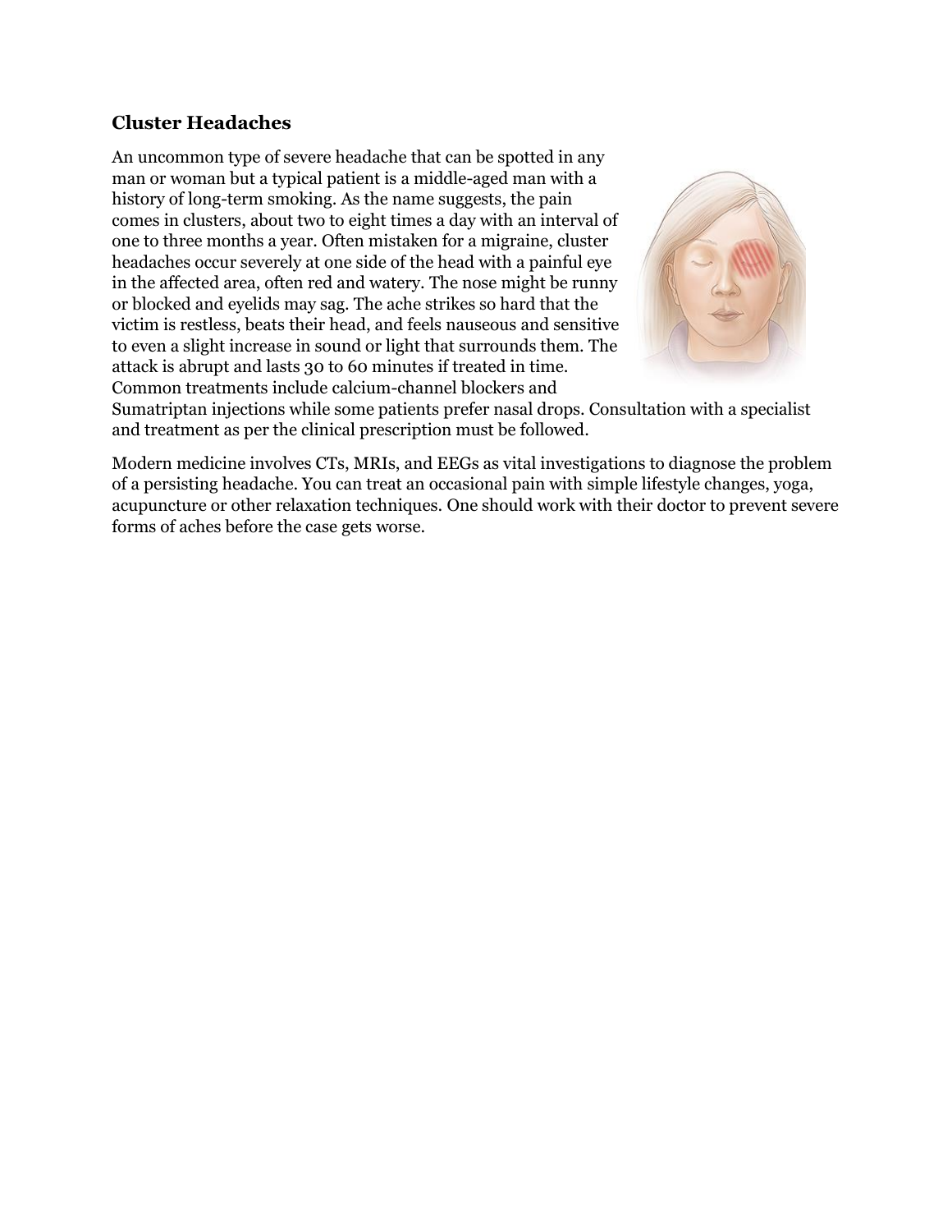### Cluster Headaches

An uncommon type of severe headache that can be spotted in any man or woman but a typical patient is a middle-aged man with a history of long-term smoking. As the name suggests, the pain comes in clusters, about two to eight times a day with an interval of one to three months a year. Often mistaken for a migraine, cluster headaches occur severely at one side of the head with a painful eye in the affected area, often red and watery. The nose might be runny or blocked and eyelids may sag. The ache strikes so hard that the victim is restless, beats their head, and feels nauseous and sensitive to even a slight increase in sound or light that surrounds them. The attack is abrupt and lasts 30 to 60 minutes if treated in time. Common treatments include calcium-channel blockers and Sumatriptan injections while some patients prefer nasal drops. Consultation with a specialist and treatment as per the clinical prescription must be followed.

Modern medicine involves CTs, MRIs, and EEGs as vital investigations to diagnose the problem of a persisting headache. You can treat an occasional pain with simple lifestyle changes, yoga, acupuncture or other relaxation techniques. One should work with their doctor to prevent severe forms of aches before the case gets worse.